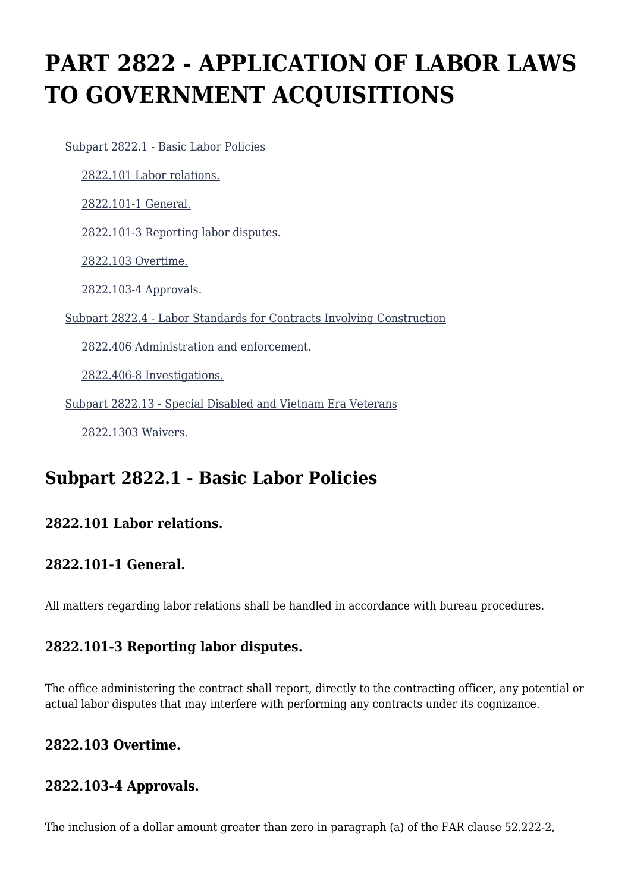# PART 2822 - APPLICATION OF LABOR LAWS TO GOVERNMENT ACQUISITIONS

- Subpart 2822.1 - Basic Labor Policies
  - 2822.101 Labor relations.
  - 2822.101-1 General.
  - 2822.101-3 Reporting labor disputes.
  - 2822.103 Overtime.
  - 2822.103-4 Approvals.
- Subpart 2822.4 - Labor Standards for Contracts Involving Construction
  - 2822.406 Administration and enforcement.
  - 2822.406-8 Investigations.
- Subpart 2822.13 - Special Disabled and Vietnam Era Veterans
  - 2822.1303 Waivers.

## Subpart 2822.1 - Basic Labor Policies

### 2822.101 Labor relations.

### 2822.101-1 General.

All matters regarding labor relations shall be handled in accordance with bureau procedures.

### 2822.101-3 Reporting labor disputes.

The office administering the contract shall report, directly to the contracting officer, any potential or actual labor disputes that may interfere with performing any contracts under its cognizance.

### 2822.103 Overtime.

### 2822.103-4 Approvals.

The inclusion of a dollar amount greater than zero in paragraph (a) of the FAR clause 52.222-2,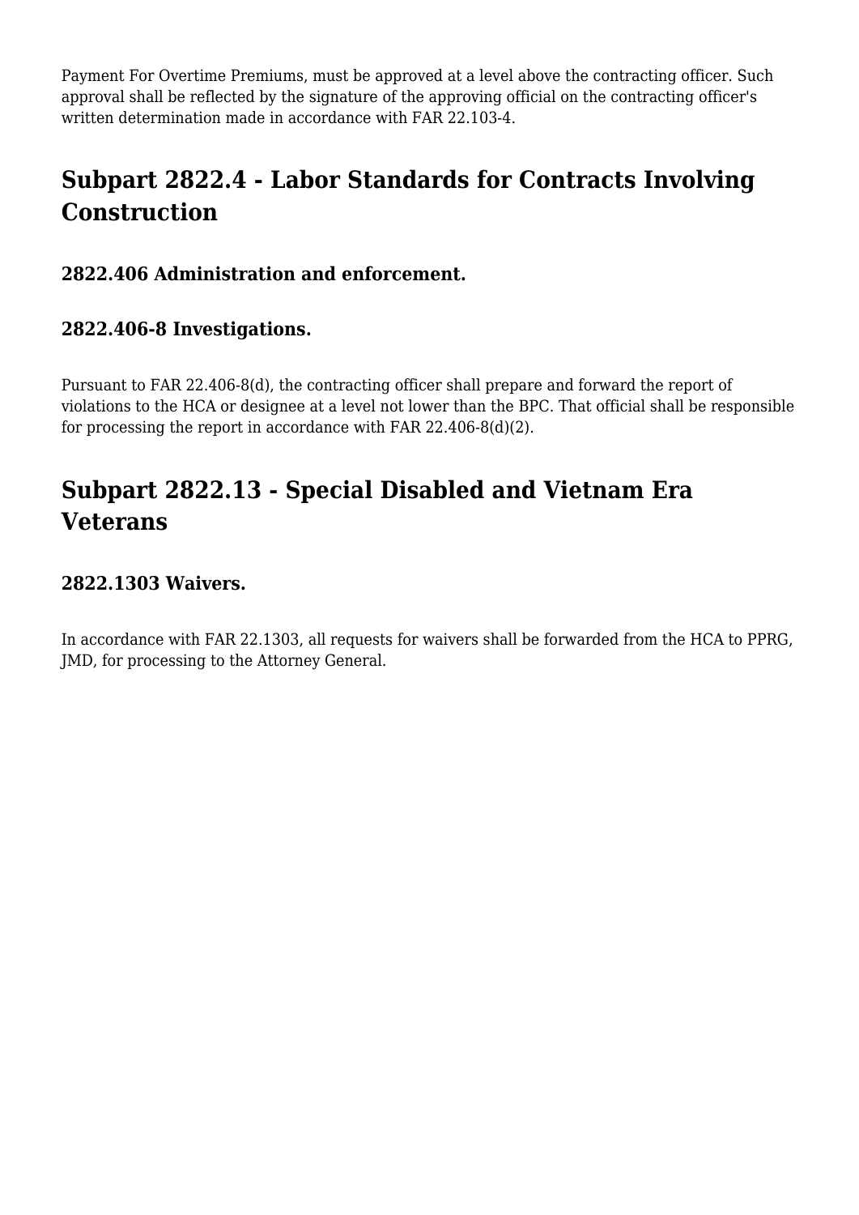Payment For Overtime Premiums, must be approved at a level above the contracting officer. Such approval shall be reflected by the signature of the approving official on the contracting officer's written determination made in accordance with FAR 22.103-4.

## Subpart 2822.4 - Labor Standards for Contracts Involving Construction

### 2822.406 Administration and enforcement.

### 2822.406-8 Investigations.

Pursuant to FAR 22.406-8(d), the contracting officer shall prepare and forward the report of violations to the HCA or designee at a level not lower than the BPC. That official shall be responsible for processing the report in accordance with FAR 22.406-8(d)(2).

## Subpart 2822.13 - Special Disabled and Vietnam Era Veterans

### 2822.1303 Waivers.

In accordance with FAR 22.1303, all requests for waivers shall be forwarded from the HCA to PPRG, JMD, for processing to the Attorney General.